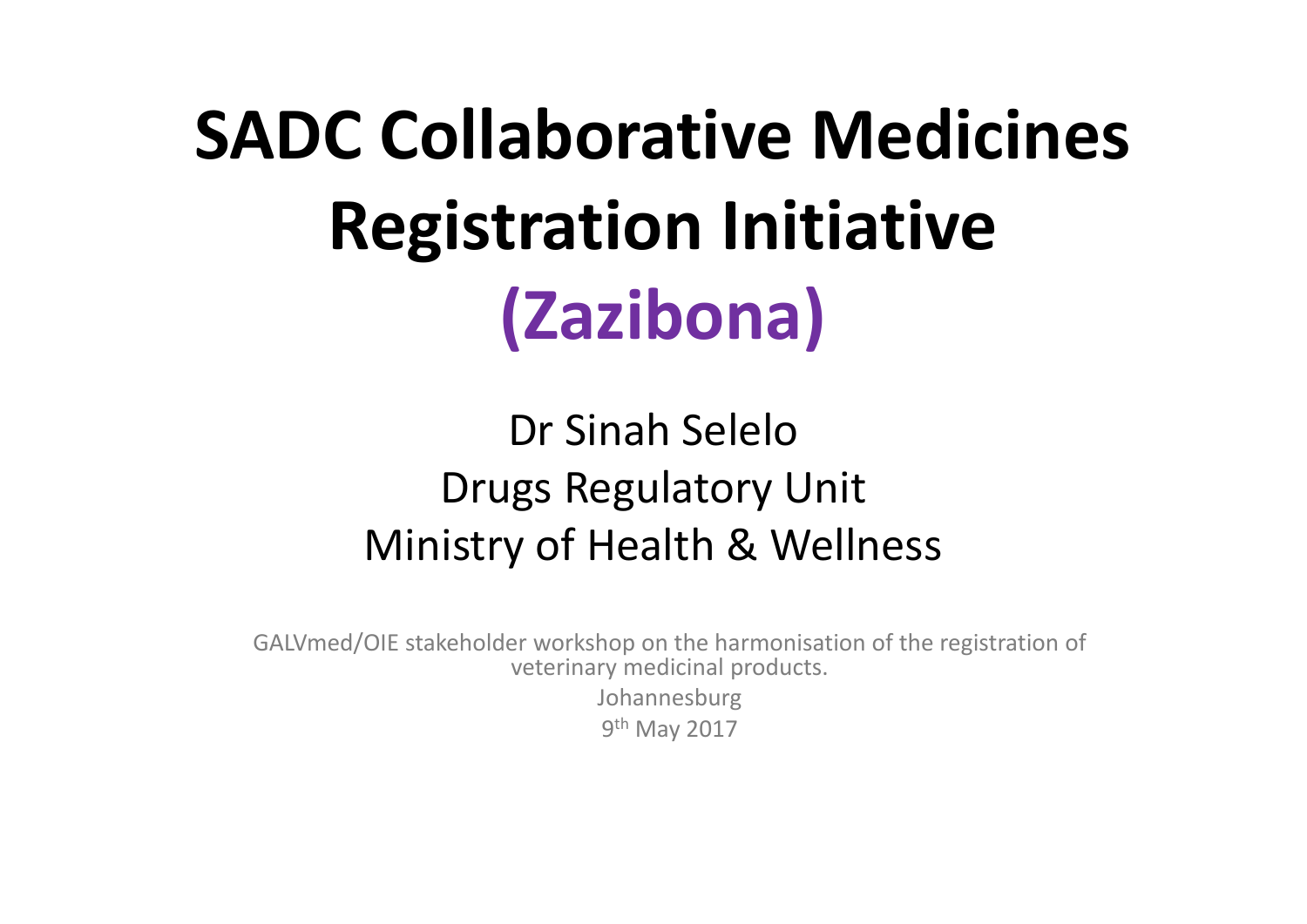# SADC Collaborative Medicines Registration Initiative (Zazibona)

Dr Sinah Selelo
Drugs Regulatory Unit
Ministry of Health & Wellness

GALVmed/OIE stakeholder workshop on the harmonisation of the registration of veterinary medicinal products.
Johannesburg
9th May 2017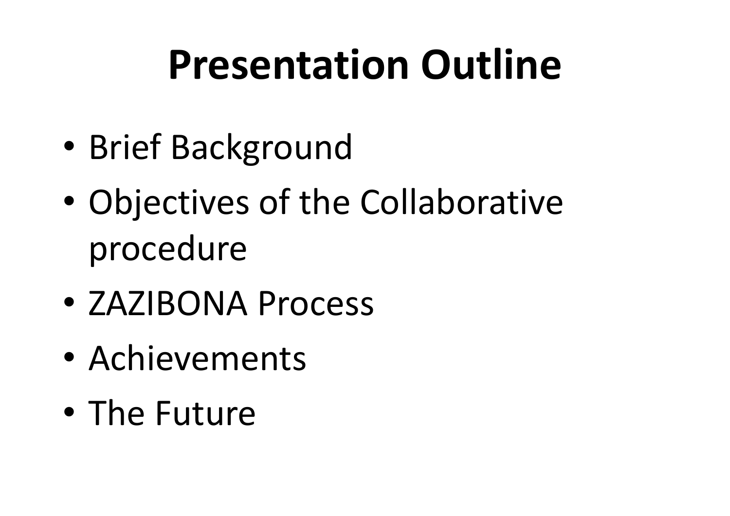# Presentation Outline

- Brief Background
- Objectives of the Collaborative procedure
- ZAZIBONA Process
- Achievements
- The Future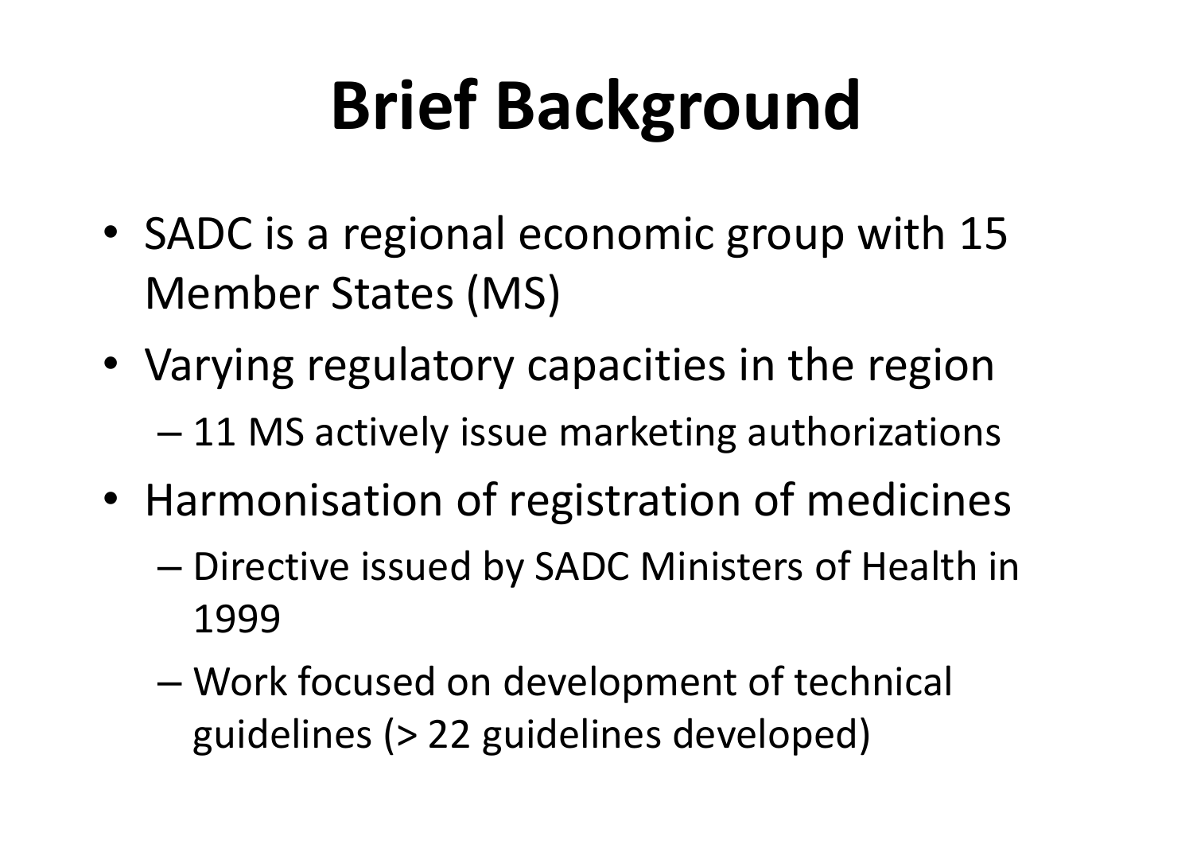# Brief Background

- SADC is a regional economic group with 15 Member States (MS)
- Varying regulatory capacities in the region
  - 11 MS actively issue marketing authorizations
- Harmonisation of registration of medicines
  - Directive issued by SADC Ministers of Health in 1999
  - Work focused on development of technical guidelines (> 22 guidelines developed)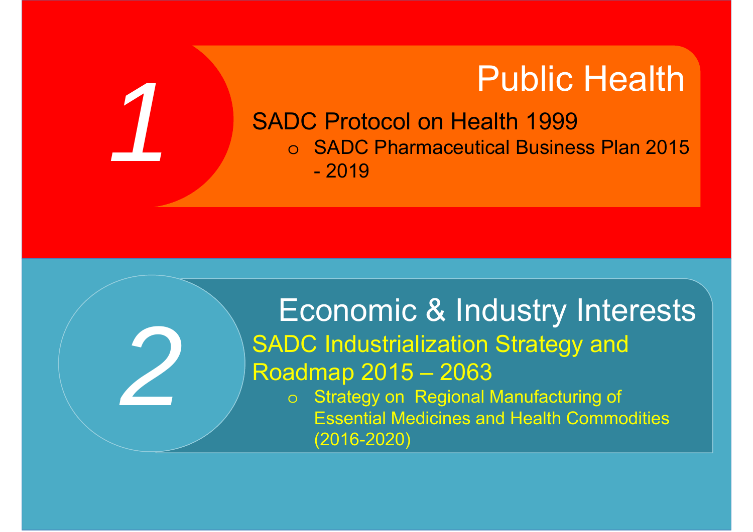## 1 Public Health

SADC Protocol on Health 1999

- SADC Pharmaceutical Business Plan 2015 - 2019

## 2 Economic & Industry Interests

SADC Industrialization Strategy and Roadmap 2015 – 2063

- Strategy on Regional Manufacturing of Essential Medicines and Health Commodities (2016-2020)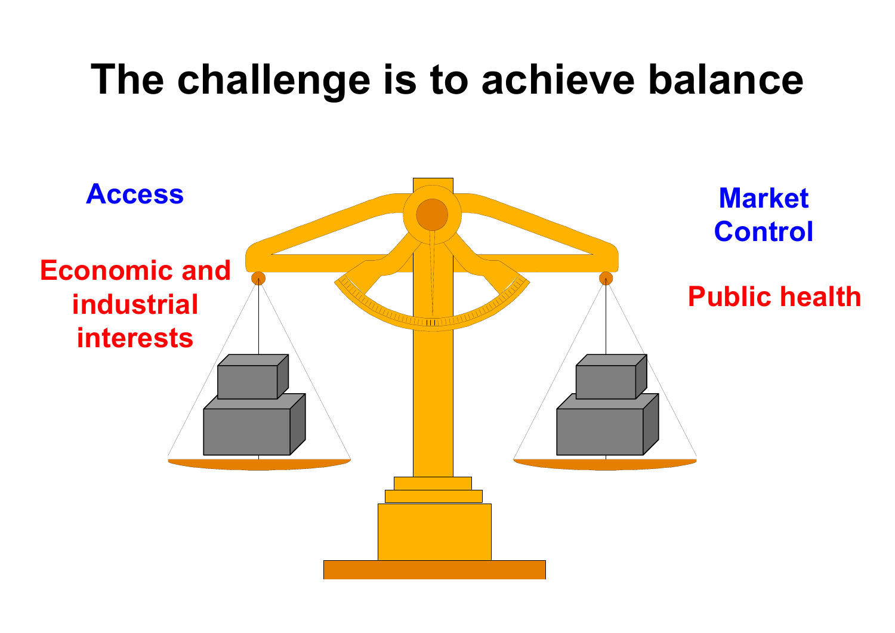# The challenge is to achieve balance

Access

Economic and industrial interests

Market Control

Public health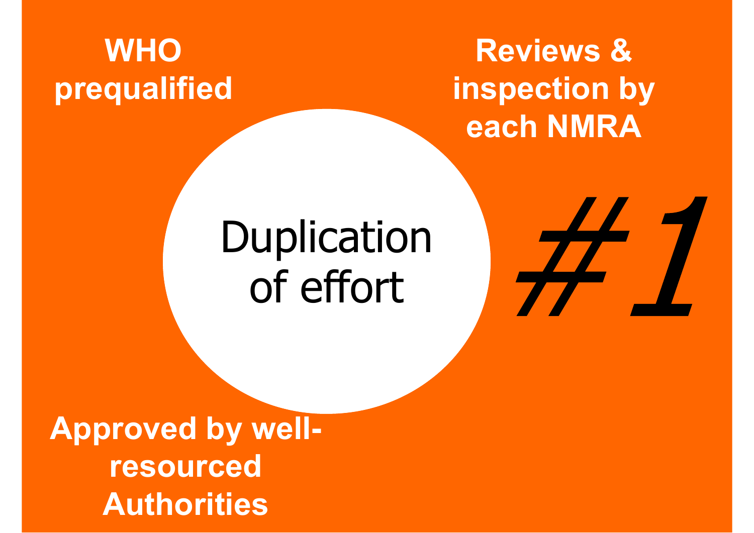**WHO prequalified**

**Reviews & inspection by each NMRA**

Duplication of effort

*#1*

**Approved by well-resourced Authorities**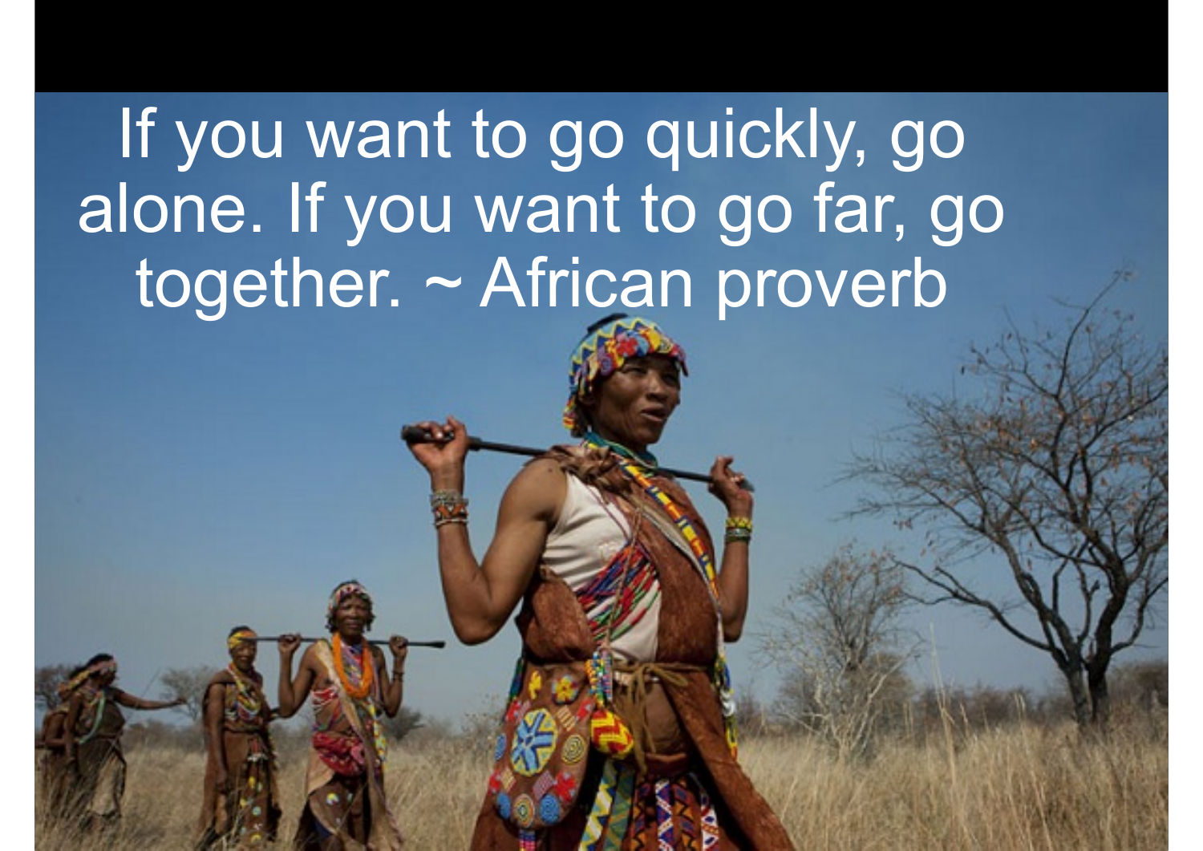If you want to go quickly, go alone. If you want to go far, go together. ~ African proverb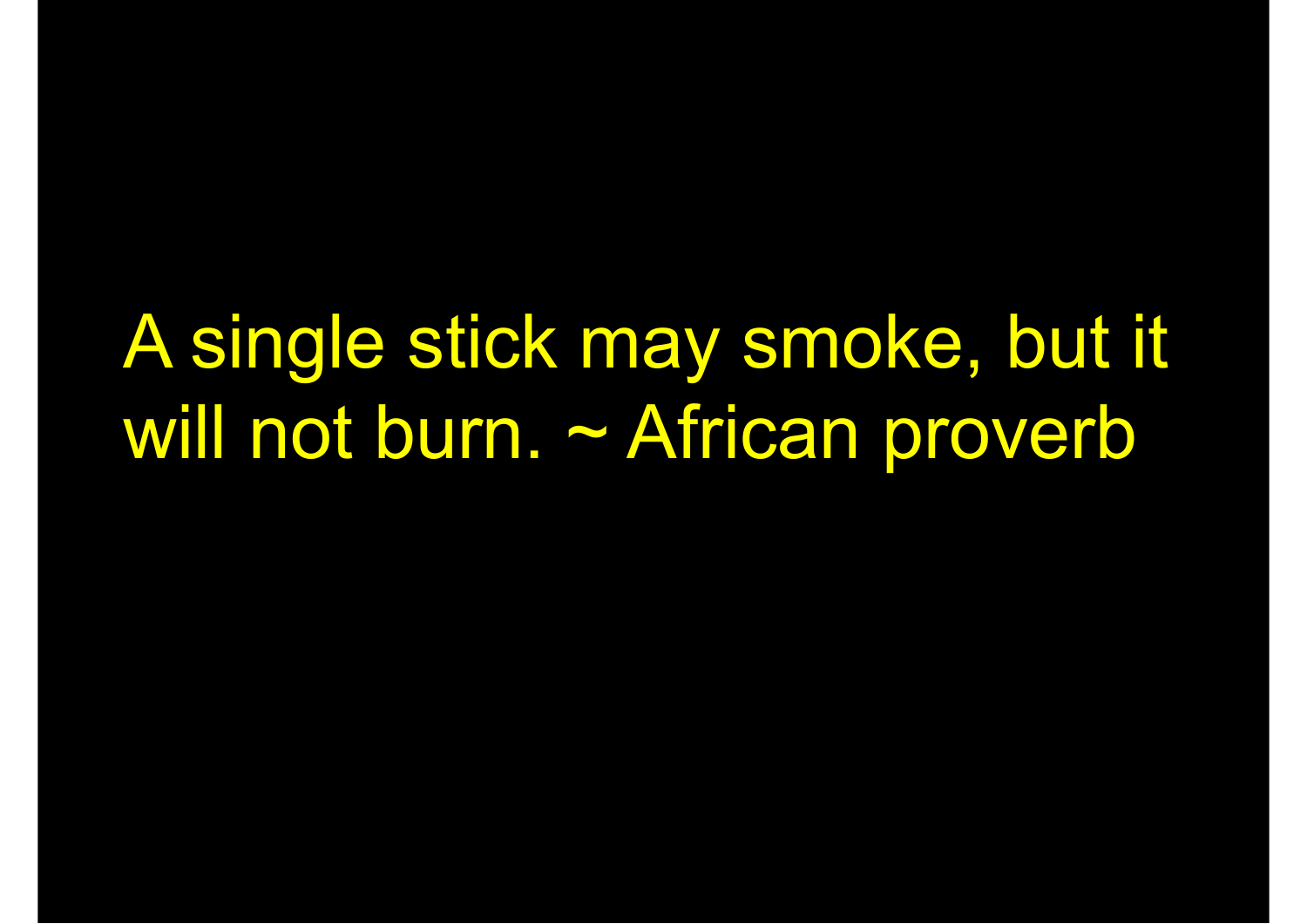A single stick may smoke, but it will not burn. ~ African proverb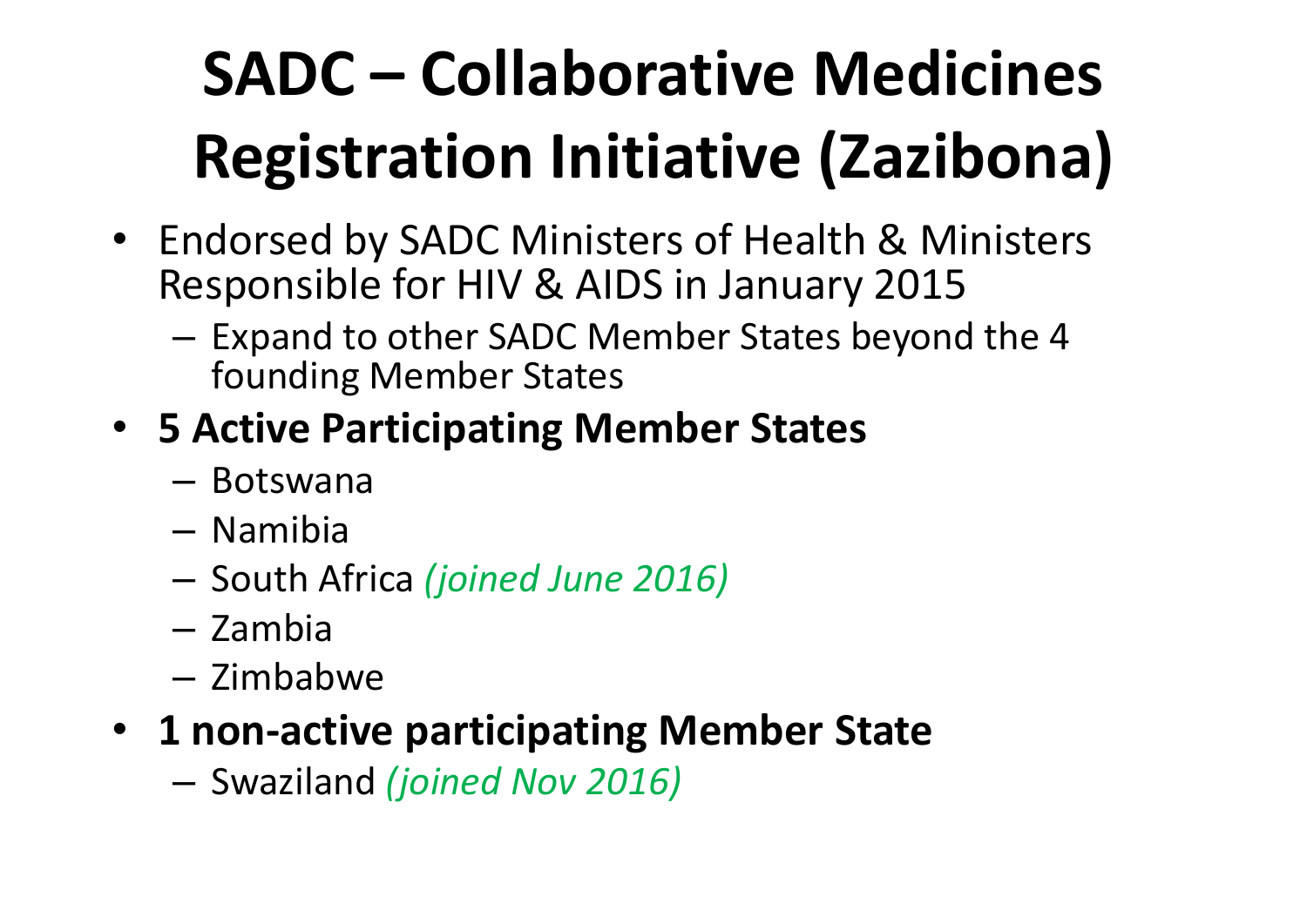# SADC – Collaborative Medicines Registration Initiative (Zazibona)

- Endorsed by SADC Ministers of Health & Ministers Responsible for HIV & AIDS in January 2015
  - Expand to other SADC Member States beyond the 4 founding Member States
- **5 Active Participating Member States**
  - Botswana
  - Namibia
  - South Africa *(joined June 2016)*
  - Zambia
  - Zimbabwe
- **1 non-active participating Member State**
  - Swaziland *(joined Nov 2016)*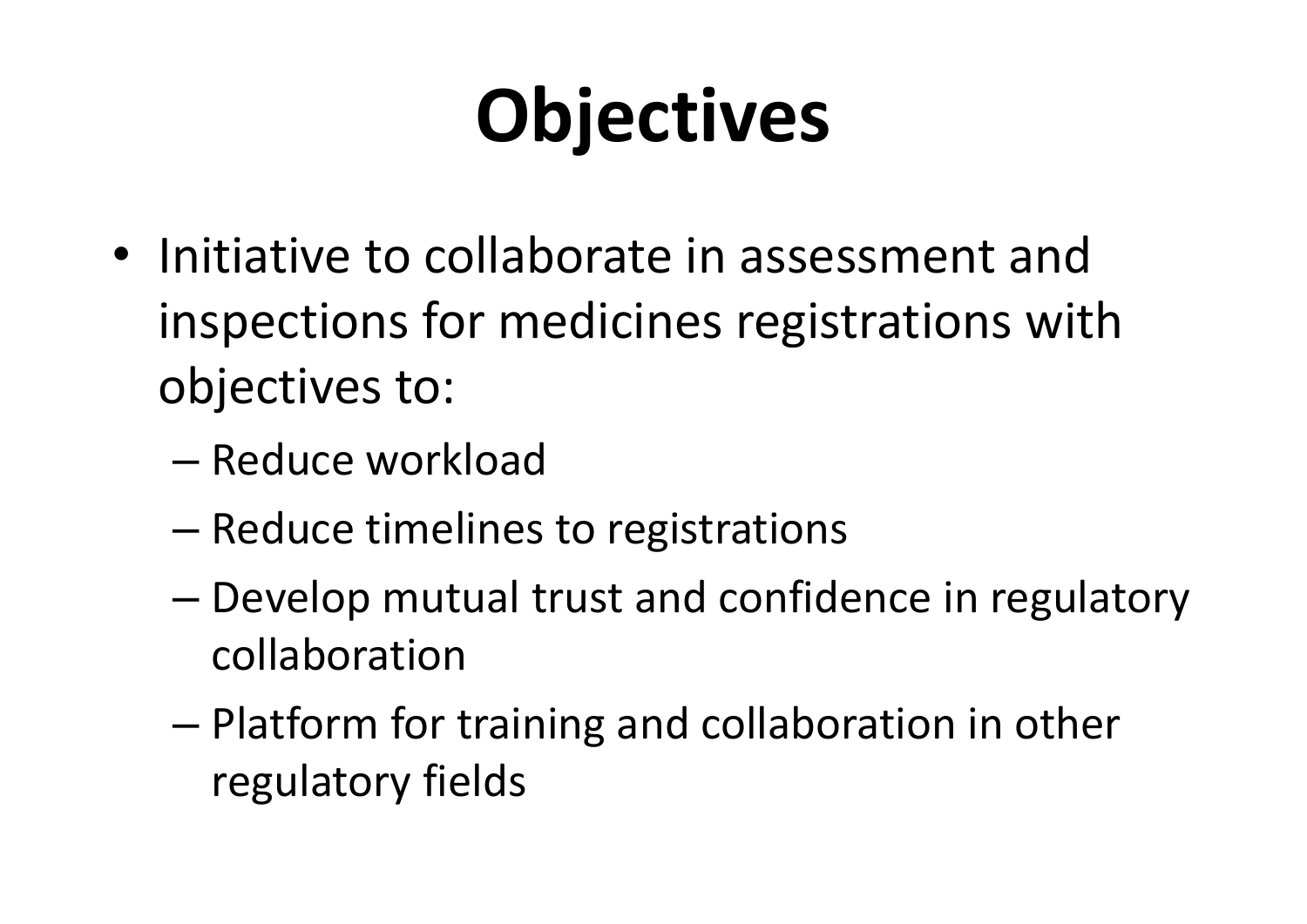# Objectives

- Initiative to collaborate in assessment and inspections for medicines registrations with objectives to:
  - Reduce workload
  - Reduce timelines to registrations
  - Develop mutual trust and confidence in regulatory collaboration
  - Platform for training and collaboration in other regulatory fields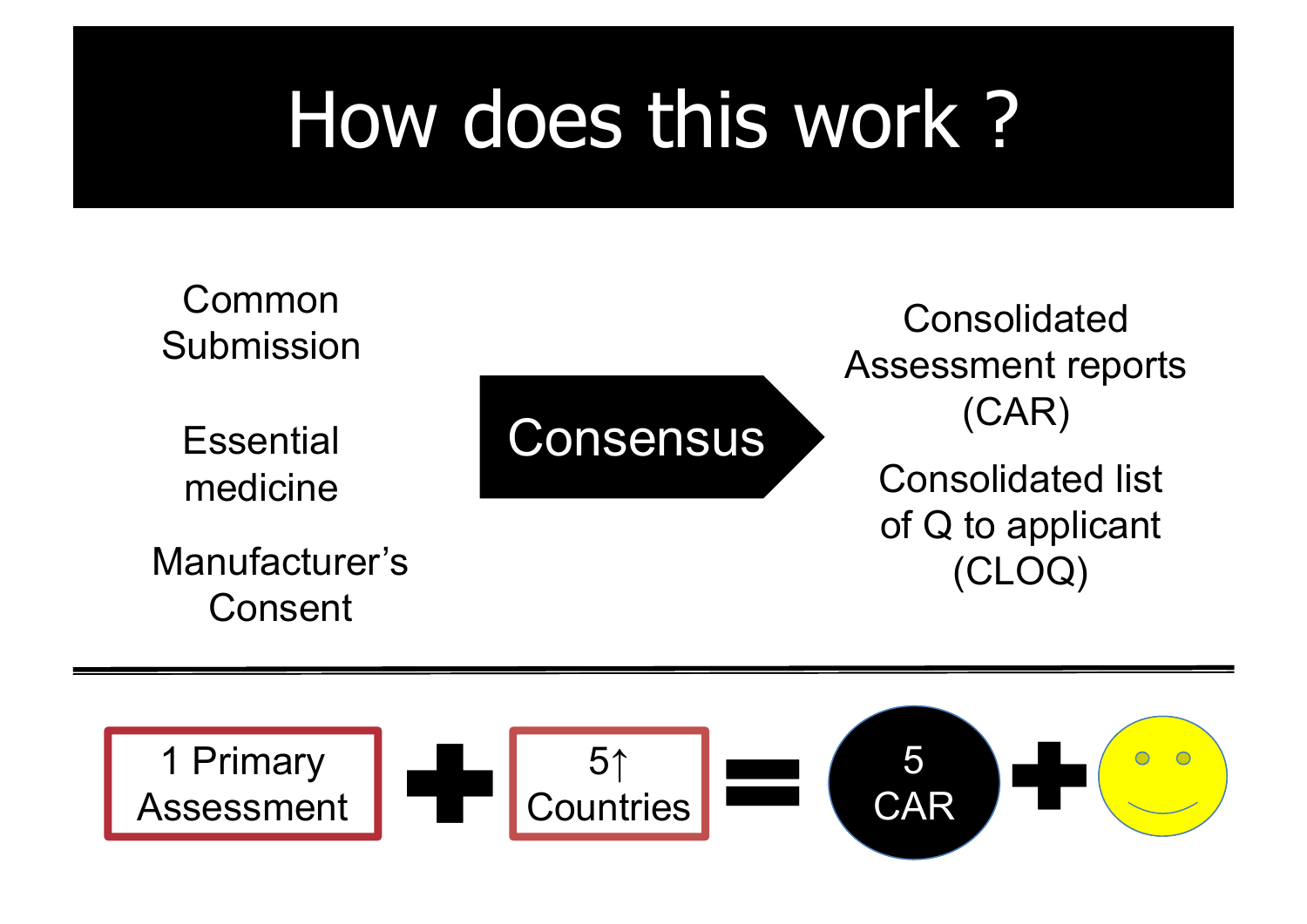# How does this work ?

Common Submission

Essential medicine

Manufacturer's Consent

**Consensus** →

Consolidated Assessment reports (CAR)

Consolidated list of Q to applicant (CLOQ)

---

1 Primary Assessment + 5↑ Countries = 5 CAR + ☺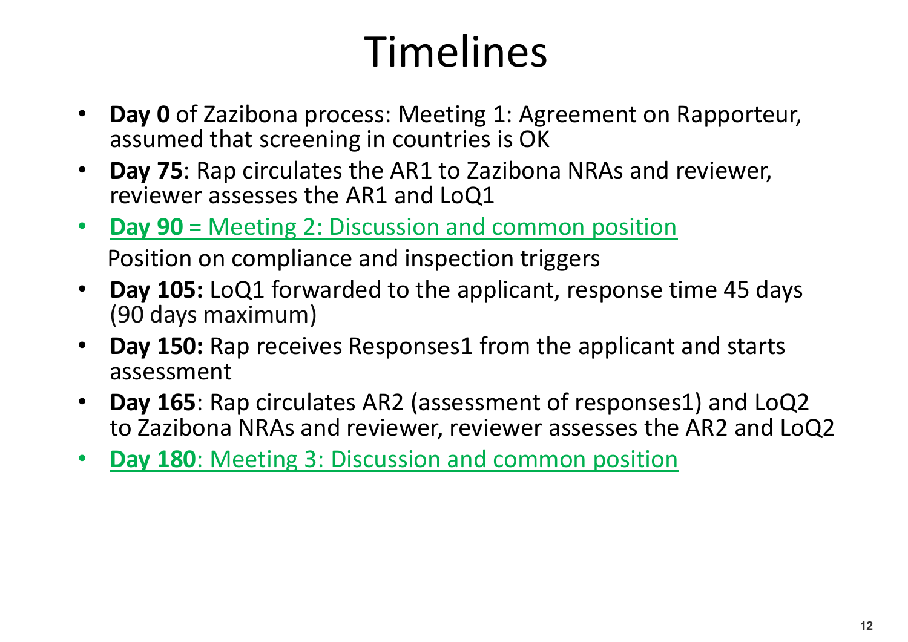# Timelines

- **Day 0** of Zazibona process: Meeting 1: Agreement on Rapporteur, assumed that screening in countries is OK
- **Day 75**: Rap circulates the AR1 to Zazibona NRAs and reviewer, reviewer assesses the AR1 and LoQ1
- **Day 90** = Meeting 2: Discussion and common position

  Position on compliance and inspection triggers
- **Day 105:** LoQ1 forwarded to the applicant, response time 45 days (90 days maximum)
- **Day 150:** Rap receives Responses1 from the applicant and starts assessment
- **Day 165**: Rap circulates AR2 (assessment of responses1) and LoQ2 to Zazibona NRAs and reviewer, reviewer assesses the AR2 and LoQ2
- **Day 180**: Meeting 3: Discussion and common position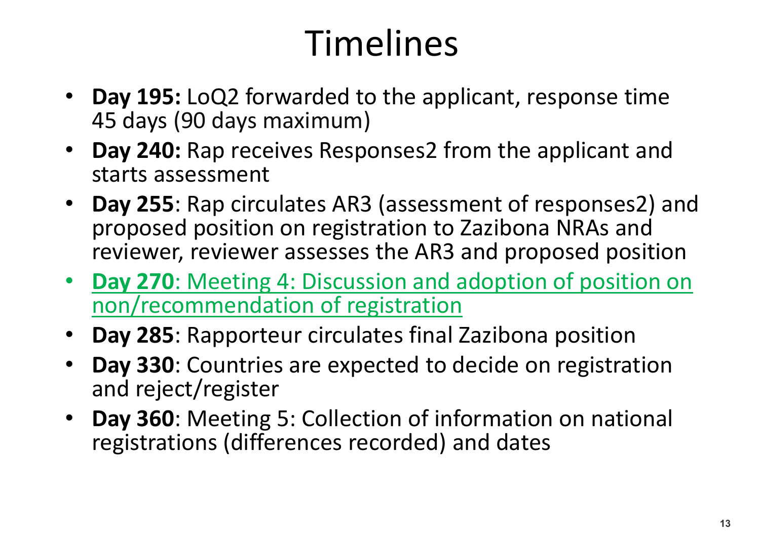# Timelines

- **Day 195:** LoQ2 forwarded to the applicant, response time 45 days (90 days maximum)
- **Day 240:** Rap receives Responses2 from the applicant and starts assessment
- **Day 255**: Rap circulates AR3 (assessment of responses2) and proposed position on registration to Zazibona NRAs and reviewer, reviewer assesses the AR3 and proposed position
- **Day 270**: Meeting 4: Discussion and adoption of position on non/recommendation of registration
- **Day 285**: Rapporteur circulates final Zazibona position
- **Day 330**: Countries are expected to decide on registration and reject/register
- **Day 360**: Meeting 5: Collection of information on national registrations (differences recorded) and dates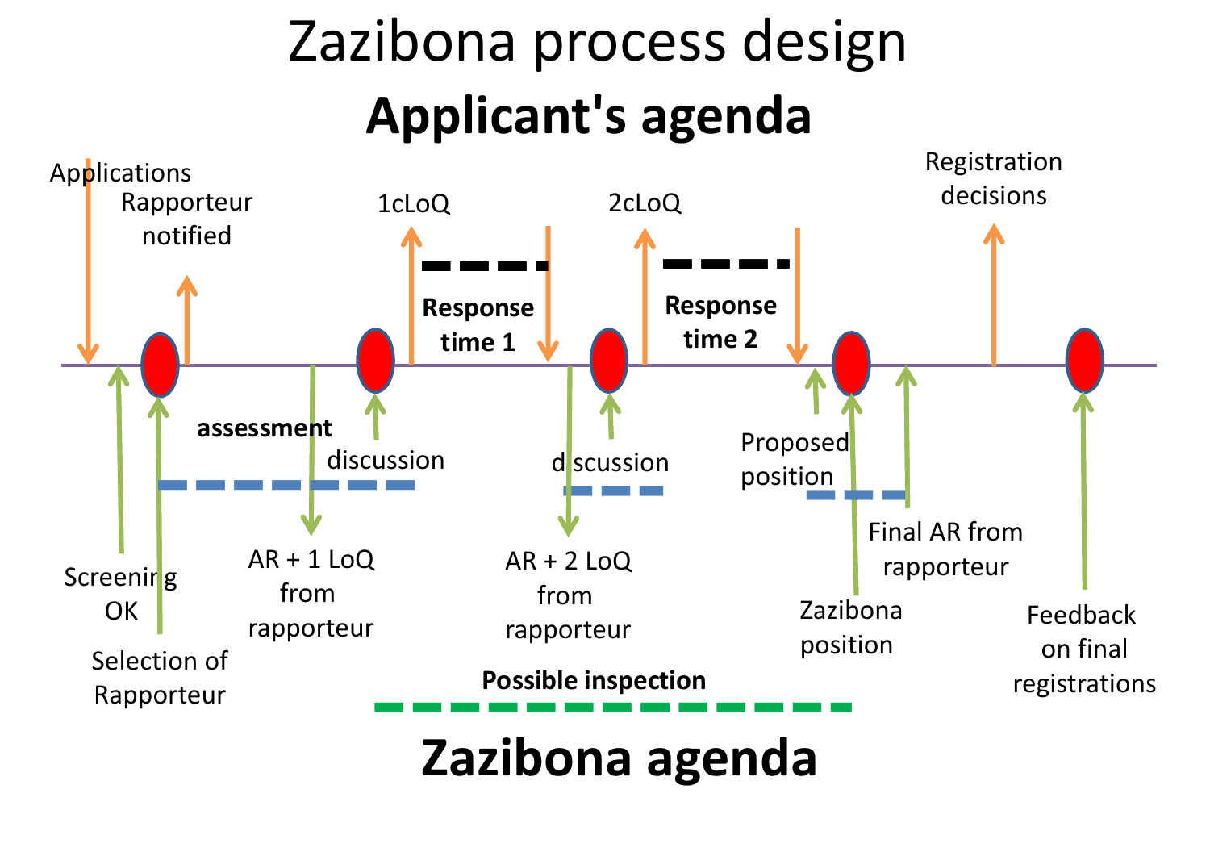# Zazibona process design

## Applicant's agenda

Applications

Rapporteur notified

1cLoQ

**Response time 1**

2cLoQ

**Response time 2**

Registration decisions

**assessment**

discussion

discussion

Proposed position

Screening OK

Selection of Rapporteur

AR + 1 LoQ from rapporteur

AR + 2 LoQ from rapporteur

Final AR from rapporteur

Zazibona position

Feedback on final registrations

**Possible inspection**

## Zazibona agenda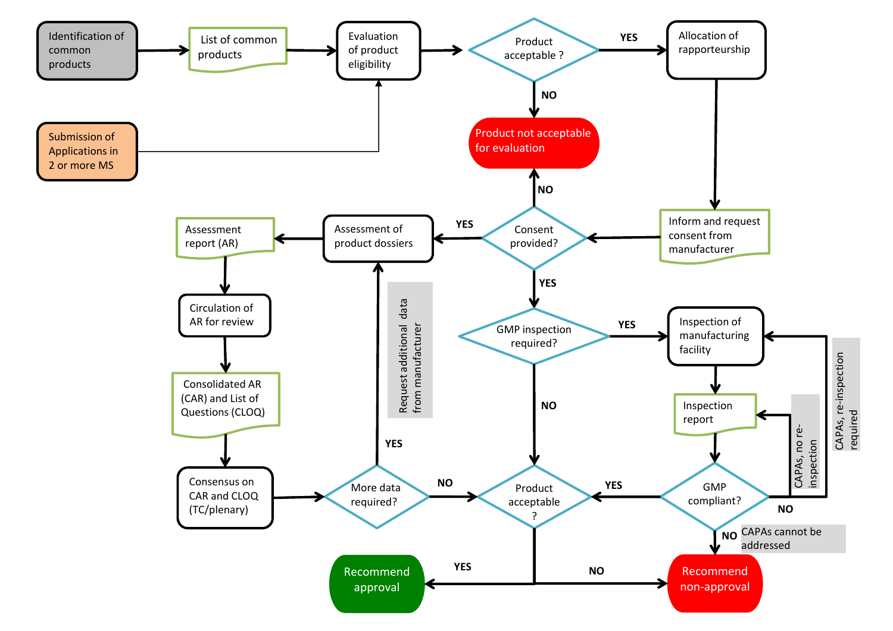Identification of common products

List of common products

Evaluation of product eligibility

Submission of Applications in 2 or more MS

Product acceptable ?

YES

NO

Allocation of rapporteurship

Product not acceptable for evaluation

NO

Inform and request consent from manufacturer

Consent provided?

YES

Assessment of product dossiers

Assessment report (AR)

Circulation of AR for review

Consolidated AR (CAR) and List of Questions (CLOQ)

Consensus on CAR and CLOQ (TC/plenary)

Request additional data from manufacturer

YES

More data required?

NO

YES

GMP inspection required?

YES

NO

Inspection of manufacturing facility

Inspection report

CAPAs, re-inspection required

CAPAs, no re-inspection

GMP compliant?

YES

NO

NO

CAPAs cannot be addressed

Product acceptable ?

YES

NO

Recommend approval

Recommend non-approval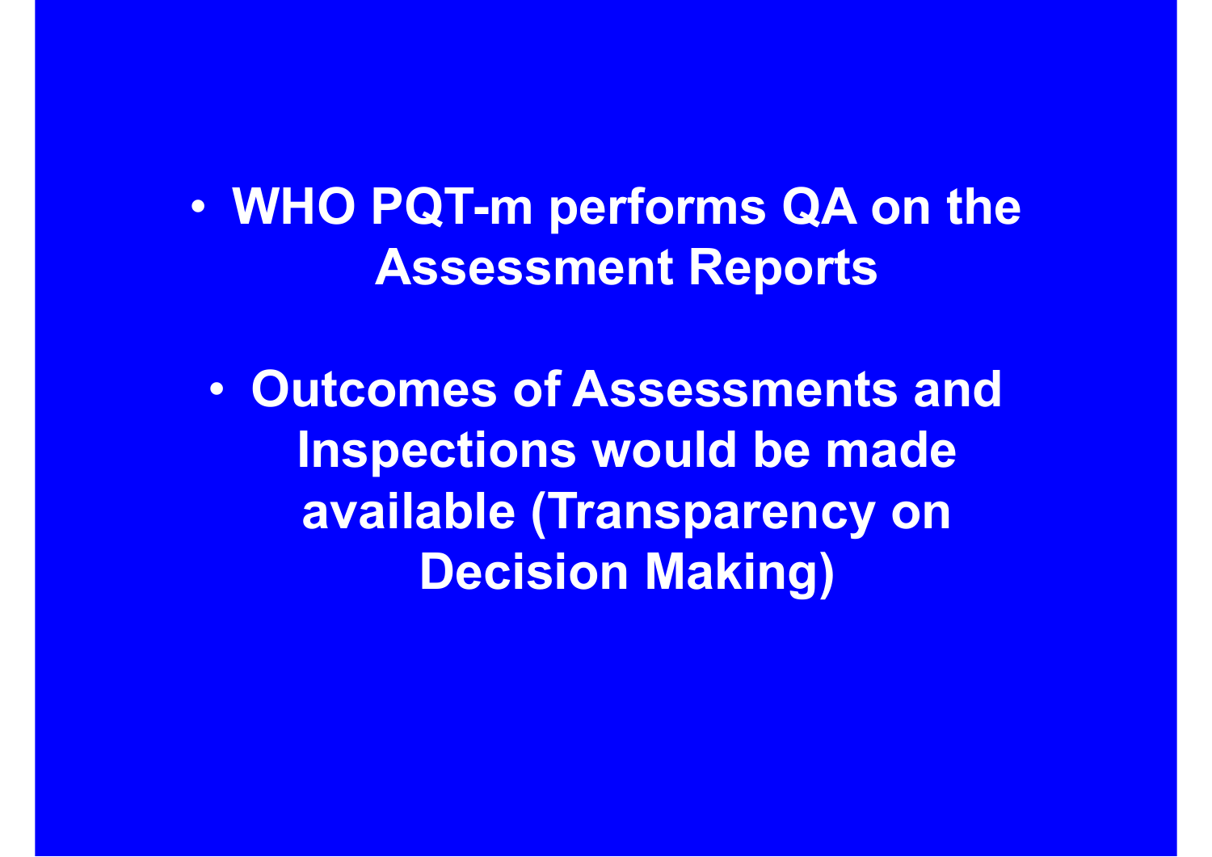- **WHO PQT-m performs QA on the Assessment Reports**

- **Outcomes of Assessments and Inspections would be made available (Transparency on Decision Making)**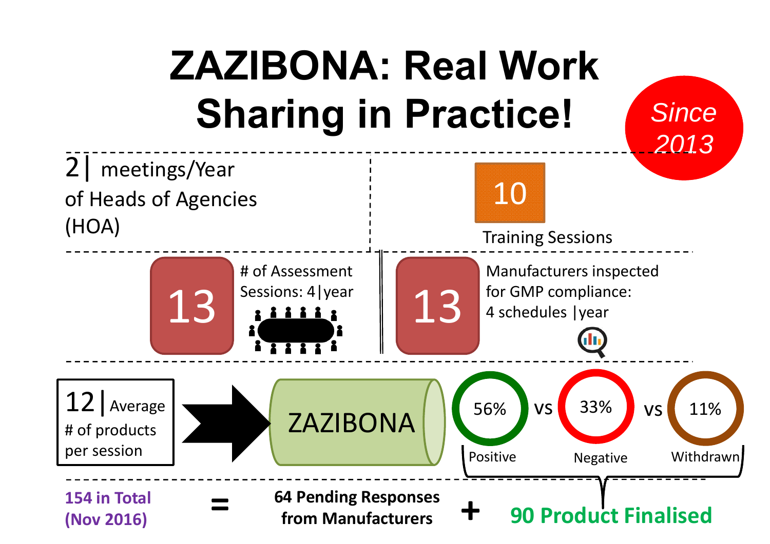# ZAZIBONA: Real Work Sharing in Practice!

*Since 2013*

**2** | meetings/Year of Heads of Agencies (HOA)

**10** Training Sessions

**13** # of Assessment Sessions: 4|year

**13** Manufacturers inspected for GMP compliance: 4 schedules |year

**12** | Average # of products per session → ZAZIBONA

56% Positive vs 33% Negative vs 11% Withdrawn

**154 in Total (Nov 2016)** = **64 Pending Responses from Manufacturers** + **90 Product Finalised**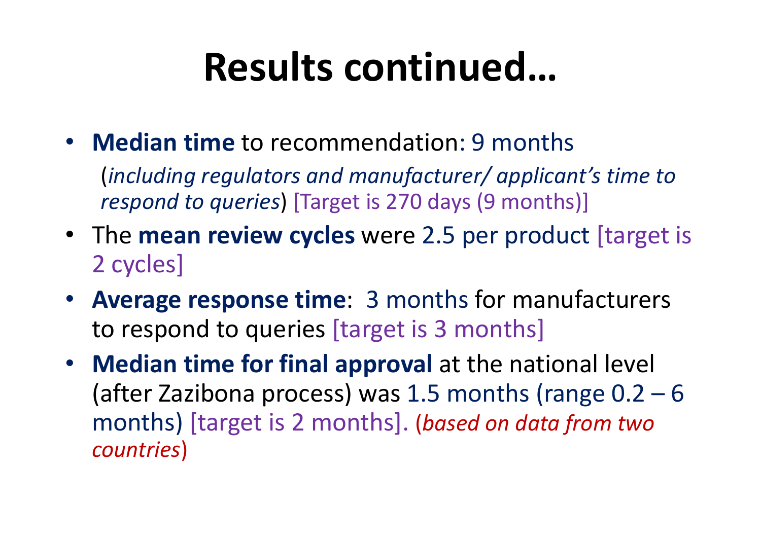# Results continued…

- **Median time** to recommendation: 9 months

  (*including regulators and manufacturer/ applicant's time to respond to queries*) [Target is 270 days (9 months)]

- The **mean review cycles** were 2.5 per product [target is 2 cycles]
- **Average response time**: 3 months for manufacturers to respond to queries [target is 3 months]
- **Median time for final approval** at the national level (after Zazibona process) was 1.5 months (range 0.2 – 6 months) [target is 2 months]. (*based on data from two countries*)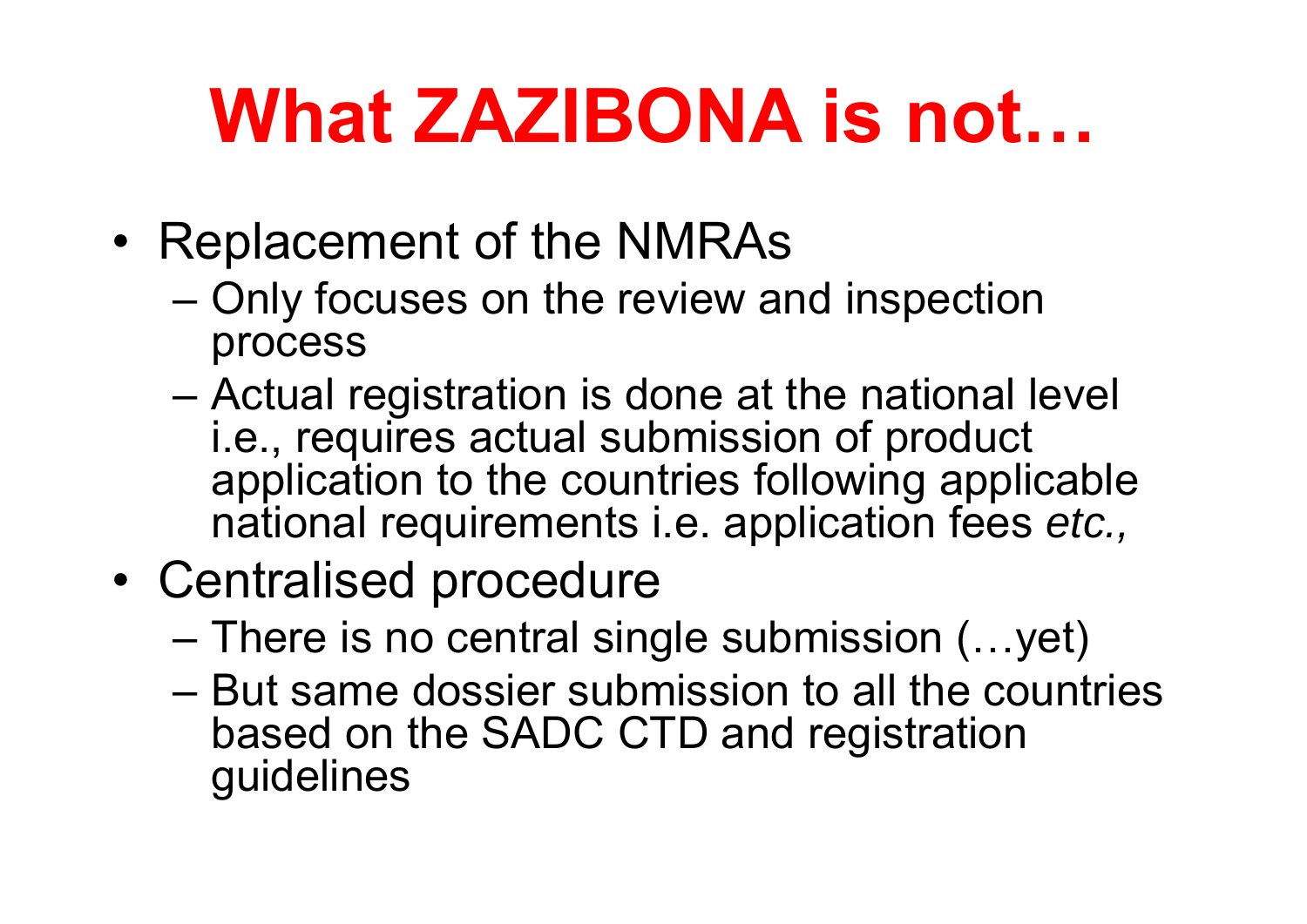# What ZAZIBONA is not…

- Replacement of the NMRAs
  - Only focuses on the review and inspection process
  - Actual registration is done at the national level i.e., requires actual submission of product application to the countries following applicable national requirements i.e. application fees *etc.,*
- Centralised procedure
  - There is no central single submission (…yet)
  - But same dossier submission to all the countries based on the SADC CTD and registration guidelines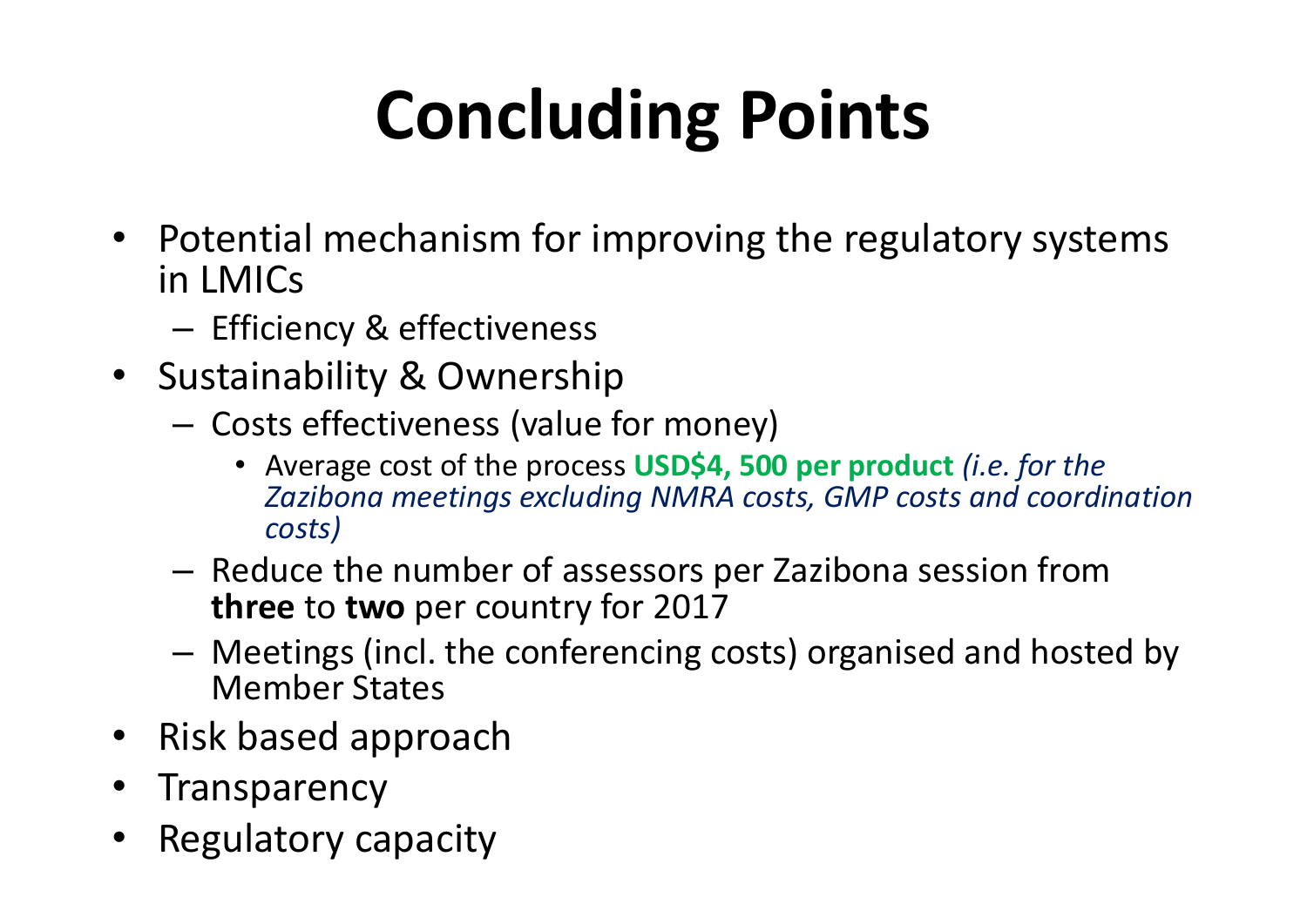# Concluding Points

- Potential mechanism for improving the regulatory systems in LMICs
  - Efficiency & effectiveness
- Sustainability & Ownership
  - Costs effectiveness (value for money)
    - Average cost of the process **USD$4, 500 per product** *(i.e. for the Zazibona meetings excluding NMRA costs, GMP costs and coordination costs)*
  - Reduce the number of assessors per Zazibona session from **three** to **two** per country for 2017
  - Meetings (incl. the conferencing costs) organised and hosted by Member States
- Risk based approach
- Transparency
- Regulatory capacity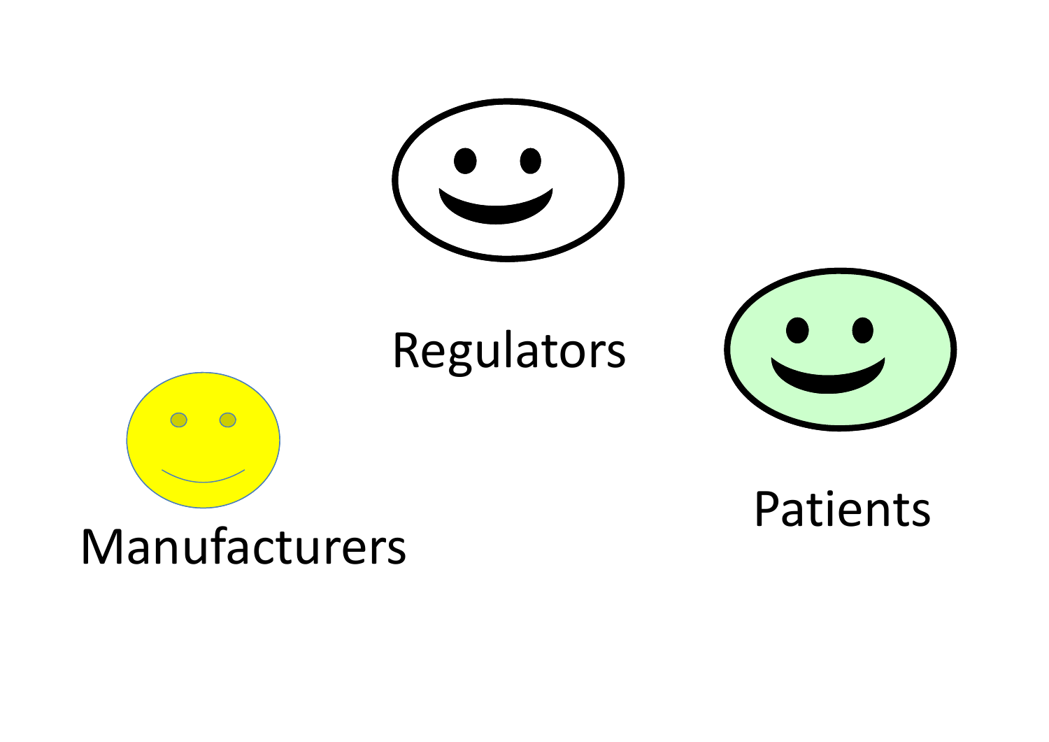Regulators

Patients

Manufacturers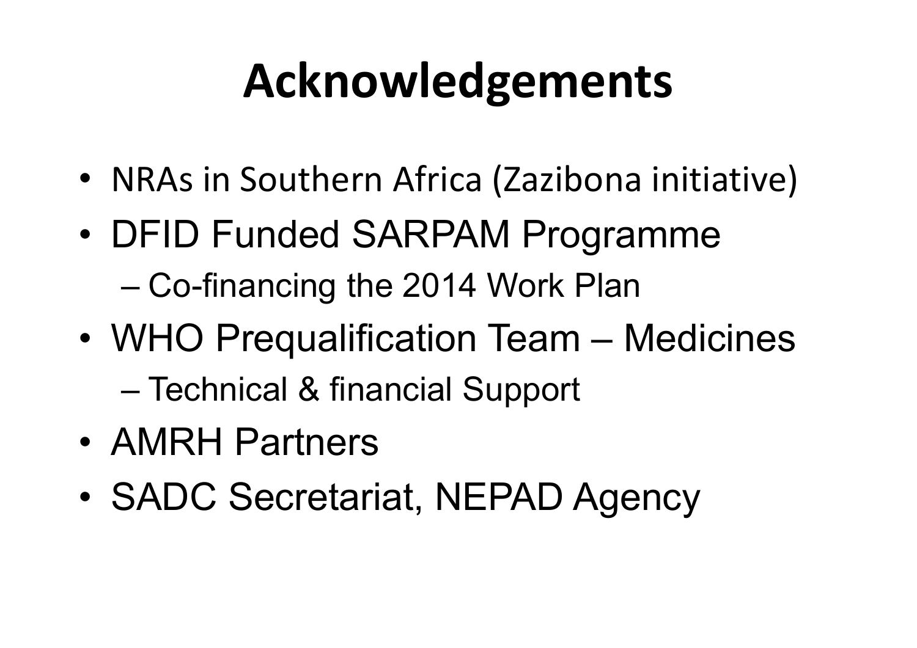# Acknowledgements

- NRAs in Southern Africa (Zazibona initiative)
- DFID Funded SARPAM Programme
  - Co-financing the 2014 Work Plan
- WHO Prequalification Team – Medicines
  - Technical & financial Support
- AMRH Partners
- SADC Secretariat, NEPAD Agency